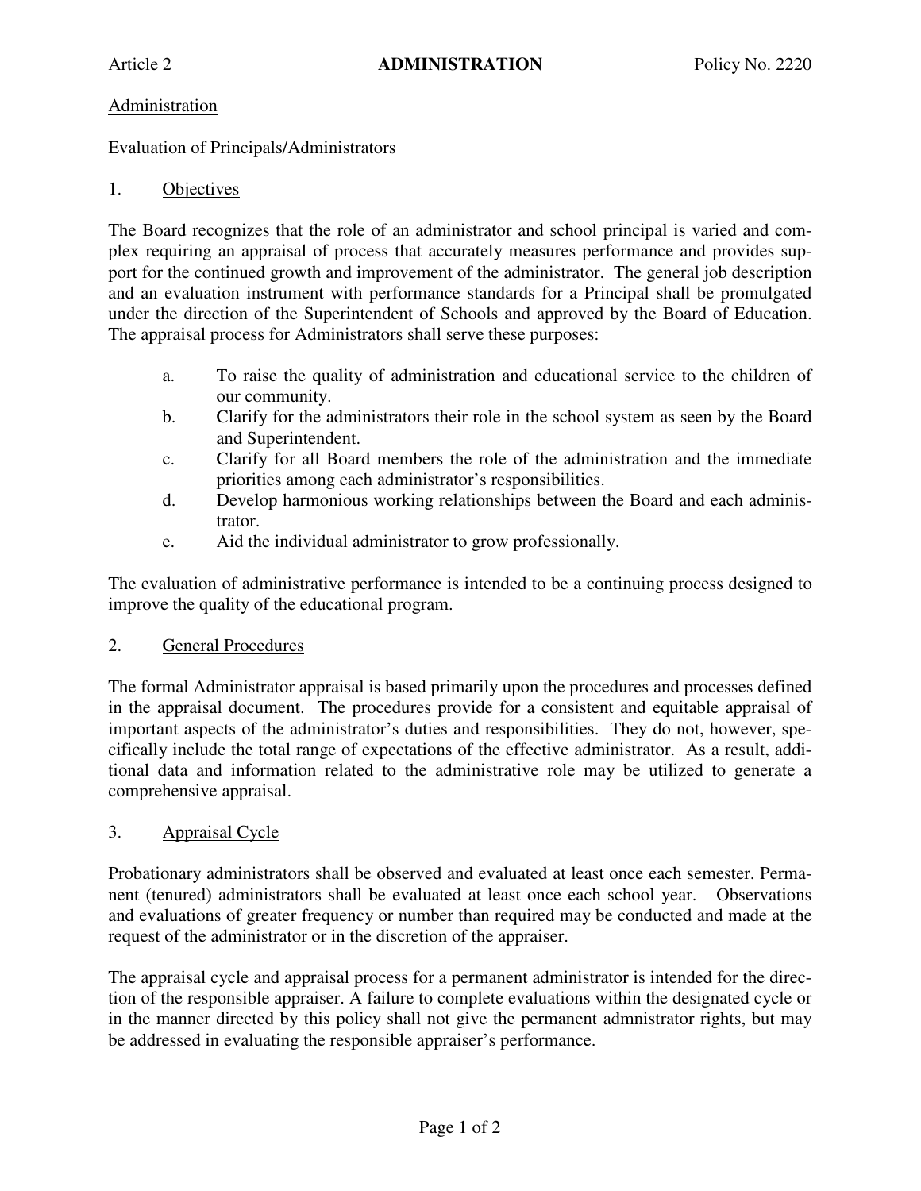Article 2 **ADMINISTRATION** Policy No. 2220

Administration

Evaluation of Principals/Administrators

1. Objectives

The Board recognizes that the role of an administrator and school principal is varied and complex requiring an appraisal of process that accurately measures performance and provides support for the continued growth and improvement of the administrator. The general job description and an evaluation instrument with performance standards for a Principal shall be promulgated under the direction of the Superintendent of Schools and approved by the Board of Education. The appraisal process for Administrators shall serve these purposes:

a. To raise the quality of administration and educational service to the children of our community.
b. Clarify for the administrators their role in the school system as seen by the Board and Superintendent.
c. Clarify for all Board members the role of the administration and the immediate priorities among each administrator's responsibilities.
d. Develop harmonious working relationships between the Board and each administrator.
e. Aid the individual administrator to grow professionally.

The evaluation of administrative performance is intended to be a continuing process designed to improve the quality of the educational program.

2. General Procedures

The formal Administrator appraisal is based primarily upon the procedures and processes defined in the appraisal document. The procedures provide for a consistent and equitable appraisal of important aspects of the administrator's duties and responsibilities. They do not, however, specifically include the total range of expectations of the effective administrator. As a result, additional data and information related to the administrative role may be utilized to generate a comprehensive appraisal.

3. Appraisal Cycle

Probationary administrators shall be observed and evaluated at least once each semester. Permanent (tenured) administrators shall be evaluated at least once each school year. Observations and evaluations of greater frequency or number than required may be conducted and made at the request of the administrator or in the discretion of the appraiser.

The appraisal cycle and appraisal process for a permanent administrator is intended for the direction of the responsible appraiser. A failure to complete evaluations within the designated cycle or in the manner directed by this policy shall not give the permanent admnistrator rights, but may be addressed in evaluating the responsible appraiser's performance.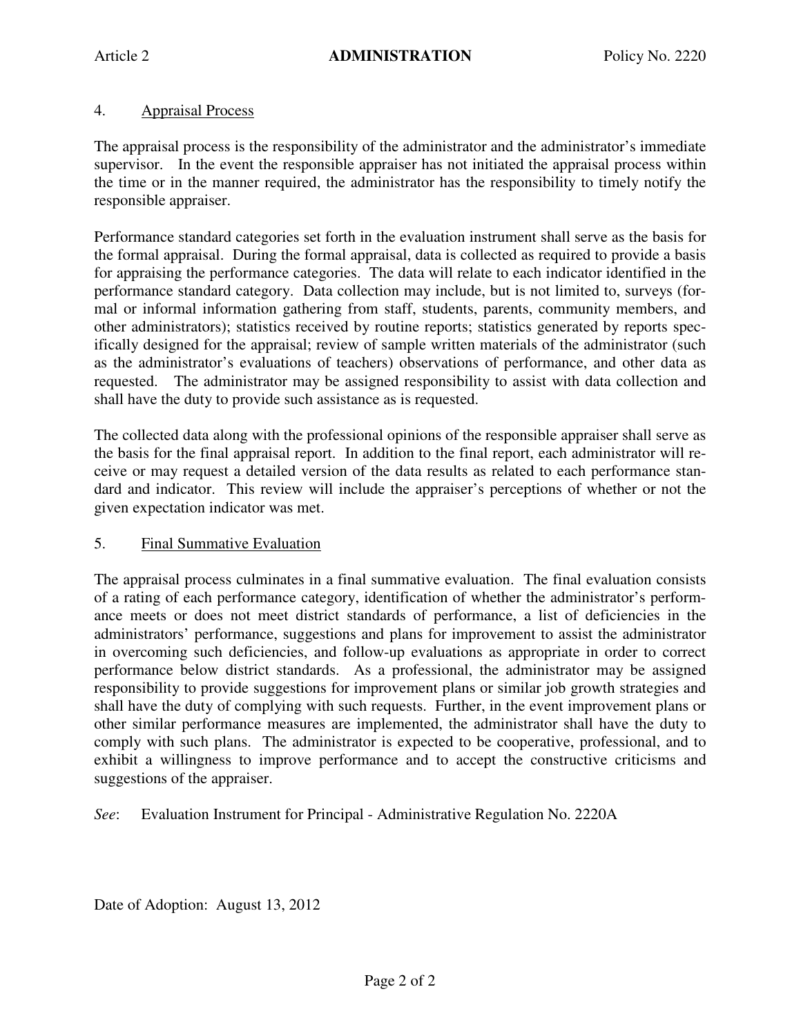### 4. Appraisal Process

The appraisal process is the responsibility of the administrator and the administrator's immediate supervisor. In the event the responsible appraiser has not initiated the appraisal process within the time or in the manner required, the administrator has the responsibility to timely notify the responsible appraiser.

Performance standard categories set forth in the evaluation instrument shall serve as the basis for the formal appraisal. During the formal appraisal, data is collected as required to provide a basis for appraising the performance categories. The data will relate to each indicator identified in the performance standard category. Data collection may include, but is not limited to, surveys (formal or informal information gathering from staff, students, parents, community members, and other administrators); statistics received by routine reports; statistics generated by reports specifically designed for the appraisal; review of sample written materials of the administrator (such as the administrator's evaluations of teachers) observations of performance, and other data as requested. The administrator may be assigned responsibility to assist with data collection and shall have the duty to provide such assistance as is requested.

The collected data along with the professional opinions of the responsible appraiser shall serve as the basis for the final appraisal report. In addition to the final report, each administrator will receive or may request a detailed version of the data results as related to each performance standard and indicator. This review will include the appraiser's perceptions of whether or not the given expectation indicator was met.

### 5. Final Summative Evaluation

The appraisal process culminates in a final summative evaluation. The final evaluation consists of a rating of each performance category, identification of whether the administrator's performance meets or does not meet district standards of performance, a list of deficiencies in the administrators' performance, suggestions and plans for improvement to assist the administrator in overcoming such deficiencies, and follow-up evaluations as appropriate in order to correct performance below district standards. As a professional, the administrator may be assigned responsibility to provide suggestions for improvement plans or similar job growth strategies and shall have the duty of complying with such requests. Further, in the event improvement plans or other similar performance measures are implemented, the administrator shall have the duty to comply with such plans. The administrator is expected to be cooperative, professional, and to exhibit a willingness to improve performance and to accept the constructive criticisms and suggestions of the appraiser.

*See*: Evaluation Instrument for Principal - Administrative Regulation No. 2220A

Date of Adoption: August 13, 2012